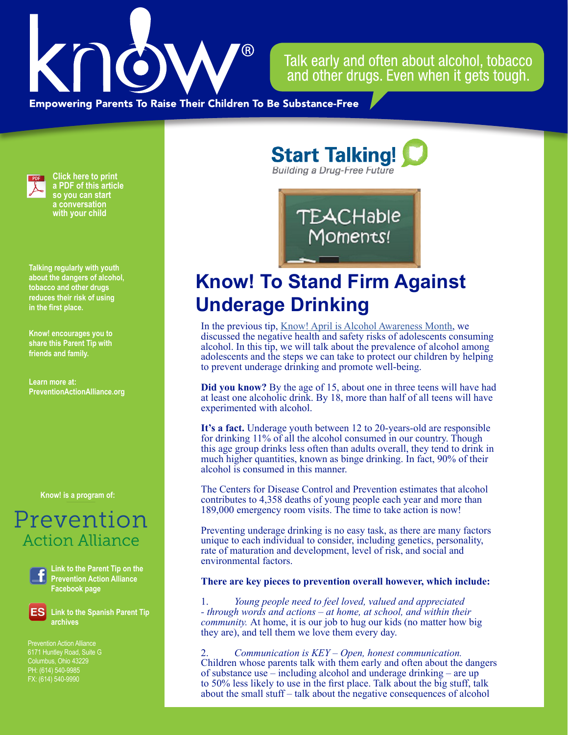# know!

Talk early and often about alcohol, tobacco and other drugs. Even when it gets tough.

**Empowering Parents To Raise Their Children To Be Substance-Free**

**Click here to print a PDF of this article so you can start a conversation with your child**

**Talking regularly with youth about the dangers of alcohol, tobacco and other drugs reduces their risk of using in the first place.**

**Know! encourages you to share this Parent Tip with friends and family.**

**Learn more at: PreventionActionAlliance.org**

**Know! is a program of:**

Prevention Action Alliance

**Link to the Parent Tip on the Prevention Action Alliance Facebook page**

**Link to the Spanish Parent Tip archives**

Prevention Action Alliance
6171 Huntley Road, Suite G
Columbus, Ohio 43229
PH: (614) 540-9985
FX: (614) 540-9990

**Start Talking!**
*Building a Drug-Free Future*

TEACHable Moments!

# Know! To Stand Firm Against Underage Drinking

In the previous tip, Know! April is Alcohol Awareness Month, we discussed the negative health and safety risks of adolescents consuming alcohol. In this tip, we will talk about the prevalence of alcohol among adolescents and the steps we can take to protect our children by helping to prevent underage drinking and promote well-being.

**Did you know?** By the age of 15, about one in three teens will have had at least one alcoholic drink. By 18, more than half of all teens will have experimented with alcohol.

**It's a fact.** Underage youth between 12 to 20-years-old are responsible for drinking 11% of all the alcohol consumed in our country. Though this age group drinks less often than adults overall, they tend to drink in much higher quantities, known as binge drinking. In fact, 90% of their alcohol is consumed in this manner.

The Centers for Disease Control and Prevention estimates that alcohol contributes to 4,358 deaths of young people each year and more than 189,000 emergency room visits. The time to take action is now!

Preventing underage drinking is no easy task, as there are many factors unique to each individual to consider, including genetics, personality, rate of maturation and development, level of risk, and social and environmental factors.

**There are key pieces to prevention overall however, which include:**

1. *Young people need to feel loved, valued and appreciated - through words and actions – at home, at school, and within their community.* At home, it is our job to hug our kids (no matter how big they are), and tell them we love them every day.

2. *Communication is KEY – Open, honest communication.* Children whose parents talk with them early and often about the dangers of substance use – including alcohol and underage drinking – are up to 50% less likely to use in the first place. Talk about the big stuff, talk about the small stuff – talk about the negative consequences of alcohol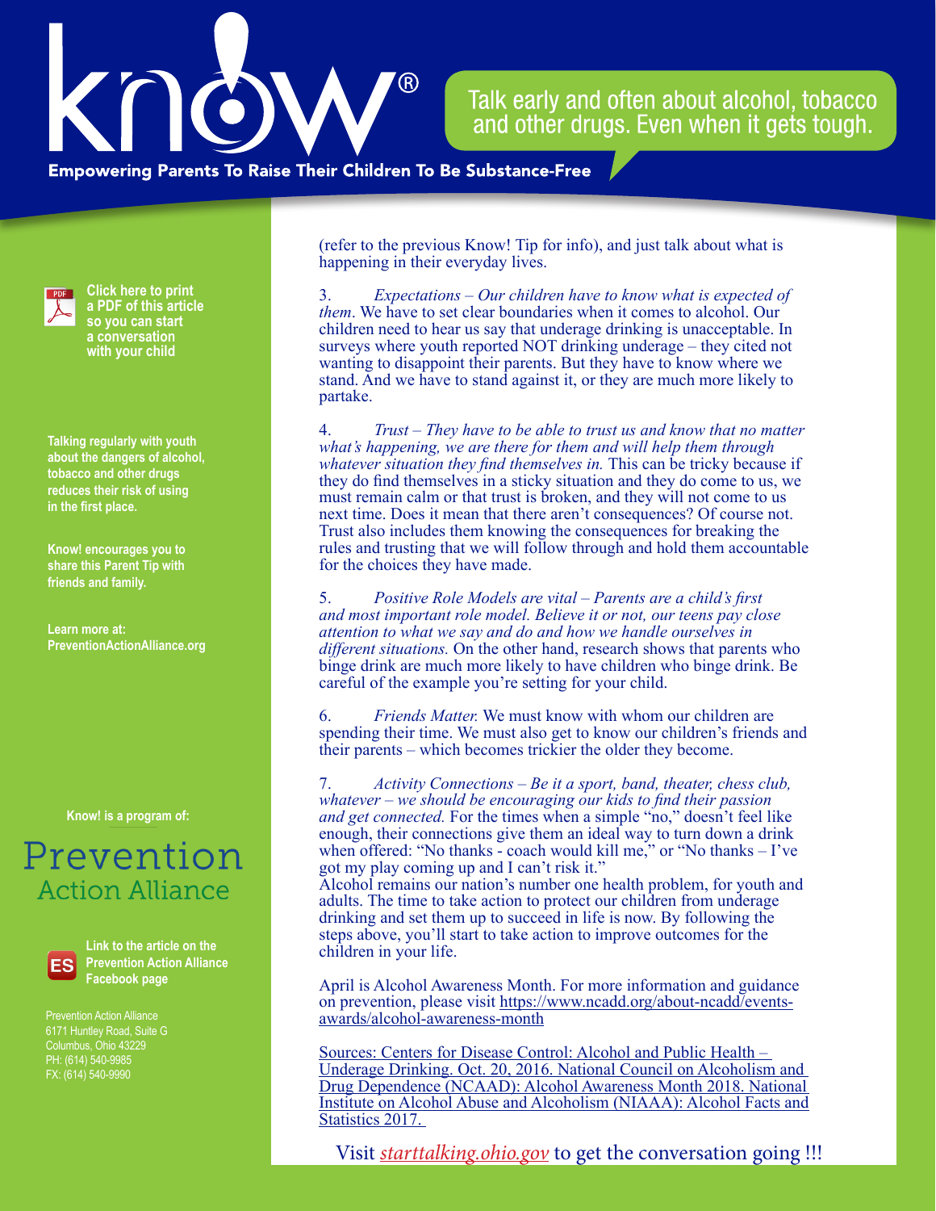Talk early and often about alcohol, tobacco and other drugs. Even when it gets tough.

Empowering Parents To Raise Their Children To Be Substance-Free

**Click here to print a PDF of this article so you can start a conversation with your child**

**Talking regularly with youth about the dangers of alcohol, tobacco and other drugs reduces their risk of using in the first place.**

**Know! encourages you to share this Parent Tip with friends and family.**

**Learn more at: PreventionActionAlliance.org**

**Know! is a program of:**

Prevention Action Alliance

**Link to the article on the Prevention Action Alliance Facebook page**

Prevention Action Alliance
6171 Huntley Road, Suite G
Columbus, Ohio 43229
PH: (614) 540-9985
FX: (614) 540-9990

(refer to the previous Know! Tip for info), and just talk about what is happening in their everyday lives.

3. *Expectations – Our children have to know what is expected of them.* We have to set clear boundaries when it comes to alcohol. Our children need to hear us say that underage drinking is unacceptable. In surveys where youth reported NOT drinking underage – they cited not wanting to disappoint their parents. But they have to know where we stand. And we have to stand against it, or they are much more likely to partake.

4. *Trust – They have to be able to trust us and know that no matter what's happening, we are there for them and will help them through whatever situation they find themselves in.* This can be tricky because if they do find themselves in a sticky situation and they do come to us, we must remain calm or that trust is broken, and they will not come to us next time. Does it mean that there aren't consequences? Of course not. Trust also includes them knowing the consequences for breaking the rules and trusting that we will follow through and hold them accountable for the choices they have made.

5. *Positive Role Models are vital – Parents are a child's first and most important role model. Believe it or not, our teens pay close attention to what we say and do and how we handle ourselves in different situations.* On the other hand, research shows that parents who binge drink are much more likely to have children who binge drink. Be careful of the example you're setting for your child.

6. *Friends Matter.* We must know with whom our children are spending their time. We must also get to know our children's friends and their parents – which becomes trickier the older they become.

7. *Activity Connections – Be it a sport, band, theater, chess club, whatever – we should be encouraging our kids to find their passion and get connected.* For the times when a simple "no," doesn't feel like enough, their connections give them an ideal way to turn down a drink when offered: "No thanks - coach would kill me," or "No thanks – I've got my play coming up and I can't risk it."

Alcohol remains our nation's number one health problem, for youth and adults. The time to take action to protect our children from underage drinking and set them up to succeed in life is now. By following the steps above, you'll start to take action to improve outcomes for the children in your life.

April is Alcohol Awareness Month. For more information and guidance on prevention, please visit https://www.ncadd.org/about-ncadd/events-awards/alcohol-awareness-month

Sources: Centers for Disease Control: Alcohol and Public Health – Underage Drinking. Oct. 20, 2016. National Council on Alcoholism and Drug Dependence (NCAAD): Alcohol Awareness Month 2018. National Institute on Alcohol Abuse and Alcoholism (NIAAA): Alcohol Facts and Statistics 2017.

Visit *starttalking.ohio.gov* to get the conversation going !!!